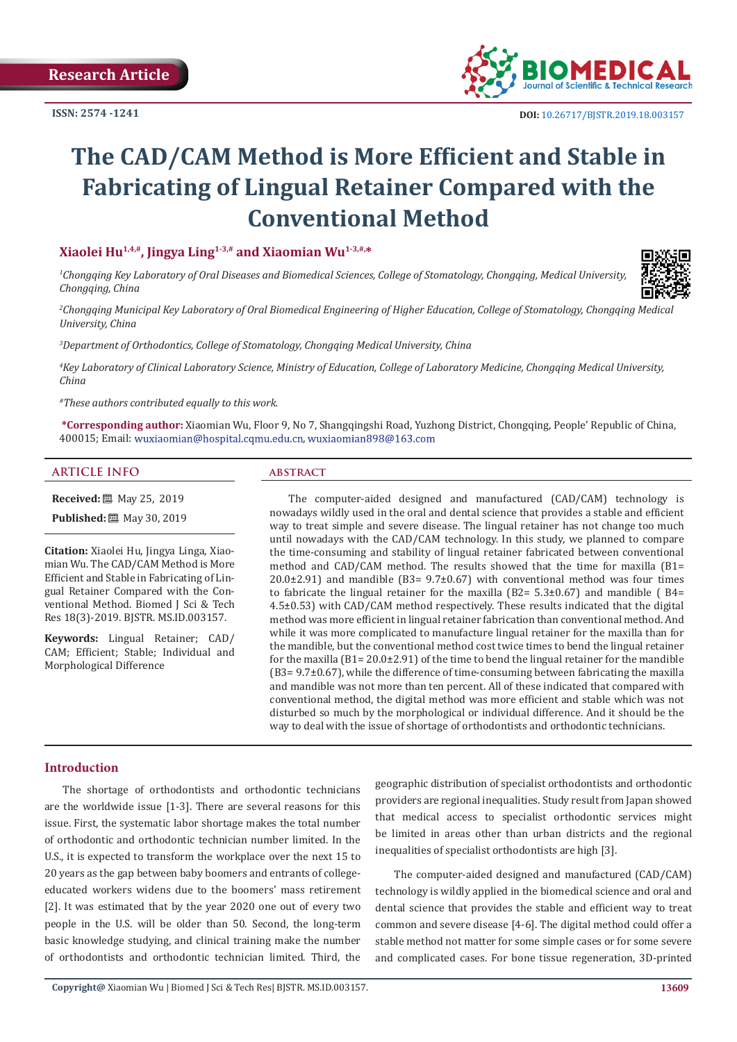Research Article

ISSN: 2574 -1241

DOI: 10.26717/BJSTR.2019.18.003157

# The CAD/CAM Method is More Efficient and Stable in Fabricating of Lingual Retainer Compared with the Conventional Method

**Xiaolei Hu[1,4,#], Jingya Ling[1-3,#] and Xiaomian Wu[1-3,#,*]**

*[1]Chongqing Key Laboratory of Oral Diseases and Biomedical Sciences, College of Stomatology, Chongqing, Medical University, Chongqing, China*

*[2]Chongqing Municipal Key Laboratory of Oral Biomedical Engineering of Higher Education, College of Stomatology, Chongqing Medical University, China*

*[3]Department of Orthodontics, College of Stomatology, Chongqing Medical University, China*

*[4]Key Laboratory of Clinical Laboratory Science, Ministry of Education, College of Laboratory Medicine, Chongqing Medical University, China*

*[#]These authors contributed equally to this work.*

**\*Corresponding author:** Xiaomian Wu, Floor 9, No 7, Shangqingshi Road, Yuzhong District, Chongqing, People' Republic of China, 400015; Email: wuxiaomian@hospital.cqmu.edu.cn, wuxiaomian898@163.com

## ARTICLE INFO

**Received:** May 25, 2019

**Published:** May 30, 2019

**Citation:** Xiaolei Hu, Jingya Linga, Xiaomian Wu. The CAD/CAM Method is More Efficient and Stable in Fabricating of Lingual Retainer Compared with the Conventional Method. Biomed J Sci & Tech Res 18(3)-2019. BJSTR. MS.ID.003157.

**Keywords:** Lingual Retainer; CAD/CAM; Efficient; Stable; Individual and Morphological Difference

## ABSTRACT

The computer-aided designed and manufactured (CAD/CAM) technology is nowadays wildly used in the oral and dental science that provides a stable and efficient way to treat simple and severe disease. The lingual retainer has not change too much until nowadays with the CAD/CAM technology. In this study, we planned to compare the time-consuming and stability of lingual retainer fabricated between conventional method and CAD/CAM method. The results showed that the time for maxilla (B1= 20.0±2.91) and mandible (B3= 9.7±0.67) with conventional method was four times to fabricate the lingual retainer for the maxilla (B2= 5.3±0.67) and mandible ( B4= 4.5±0.53) with CAD/CAM method respectively. These results indicated that the digital method was more efficient in lingual retainer fabrication than conventional method. And while it was more complicated to manufacture lingual retainer for the maxilla than for the mandible, but the conventional method cost twice times to bend the lingual retainer for the maxilla (B1= 20.0±2.91) of the time to bend the lingual retainer for the mandible (B3= 9.7±0.67), while the difference of time-consuming between fabricating the maxilla and mandible was not more than ten percent. All of these indicated that compared with conventional method, the digital method was more efficient and stable which was not disturbed so much by the morphological or individual difference. And it should be the way to deal with the issue of shortage of orthodontists and orthodontic technicians.

## Introduction

The shortage of orthodontists and orthodontic technicians are the worldwide issue [1-3]. There are several reasons for this issue. First, the systematic labor shortage makes the total number of orthodontic and orthodontic technician number limited. In the U.S., it is expected to transform the workplace over the next 15 to 20 years as the gap between baby boomers and entrants of college-educated workers widens due to the boomers' mass retirement [2]. It was estimated that by the year 2020 one out of every two people in the U.S. will be older than 50. Second, the long-term basic knowledge studying, and clinical training make the number of orthodontists and orthodontic technician limited. Third, the geographic distribution of specialist orthodontists and orthodontic providers are regional inequalities. Study result from Japan showed that medical access to specialist orthodontic services might be limited in areas other than urban districts and the regional inequalities of specialist orthodontists are high [3].

The computer-aided designed and manufactured (CAD/CAM) technology is wildly applied in the biomedical science and oral and dental science that provides the stable and efficient way to treat common and severe disease [4-6]. The digital method could offer a stable method not matter for some simple cases or for some severe and complicated cases. For bone tissue regeneration, 3D-printed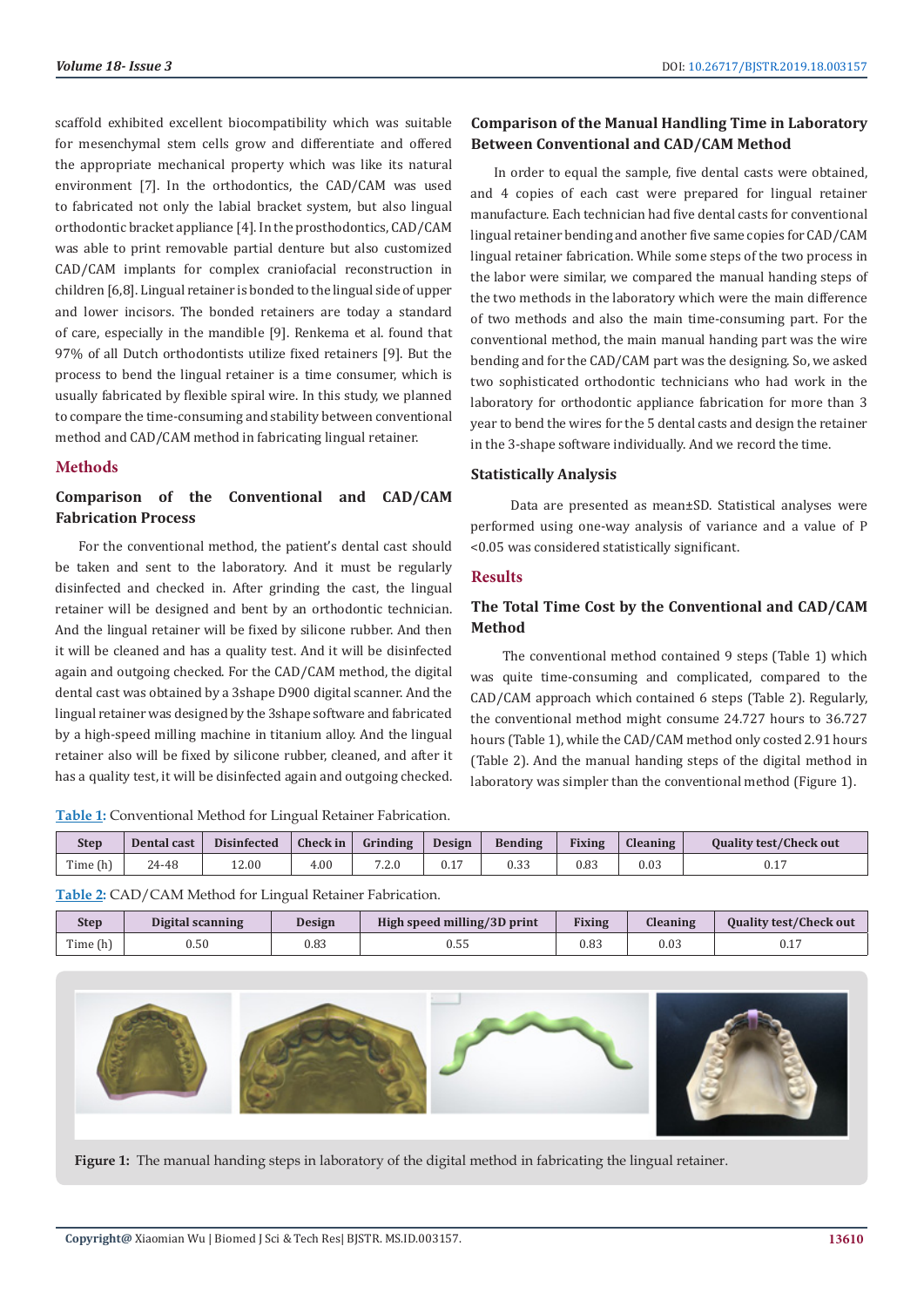scaffold exhibited excellent biocompatibility which was suitable for mesenchymal stem cells grow and differentiate and offered the appropriate mechanical property which was like its natural environment [7]. In the orthodontics, the CAD/CAM was used to fabricated not only the labial bracket system, but also lingual orthodontic bracket appliance [4]. In the prosthodontics, CAD/CAM was able to print removable partial denture but also customized CAD/CAM implants for complex craniofacial reconstruction in children [6,8]. Lingual retainer is bonded to the lingual side of upper and lower incisors. The bonded retainers are today a standard of care, especially in the mandible [9]. Renkema et al. found that 97% of all Dutch orthodontists utilize fixed retainers [9]. But the process to bend the lingual retainer is a time consumer, which is usually fabricated by flexible spiral wire. In this study, we planned to compare the time-consuming and stability between conventional method and CAD/CAM method in fabricating lingual retainer.

## Methods

### Comparison of the Conventional and CAD/CAM Fabrication Process

For the conventional method, the patient's dental cast should be taken and sent to the laboratory. And it must be regularly disinfected and checked in. After grinding the cast, the lingual retainer will be designed and bent by an orthodontic technician. And the lingual retainer will be fixed by silicone rubber. And then it will be cleaned and has a quality test. And it will be disinfected again and outgoing checked. For the CAD/CAM method, the digital dental cast was obtained by a 3shape D900 digital scanner. And the lingual retainer was designed by the 3shape software and fabricated by a high-speed milling machine in titanium alloy. And the lingual retainer also will be fixed by silicone rubber, cleaned, and after it has a quality test, it will be disinfected again and outgoing checked.

### Comparison of the Manual Handling Time in Laboratory Between Conventional and CAD/CAM Method

In order to equal the sample, five dental casts were obtained, and 4 copies of each cast were prepared for lingual retainer manufacture. Each technician had five dental casts for conventional lingual retainer bending and another five same copies for CAD/CAM lingual retainer fabrication. While some steps of the two process in the labor were similar, we compared the manual handing steps of the two methods in the laboratory which were the main difference of two methods and also the main time-consuming part. For the conventional method, the main manual handing part was the wire bending and for the CAD/CAM part was the designing. So, we asked two sophisticated orthodontic technicians who had work in the laboratory for orthodontic appliance fabrication for more than 3 year to bend the wires for the 5 dental casts and design the retainer in the 3-shape software individually. And we record the time.

### Statistically Analysis

Data are presented as mean±SD. Statistical analyses were performed using one-way analysis of variance and a value of $P < 0.05$ was considered statistically significant.

## Results

### The Total Time Cost by the Conventional and CAD/CAM Method

The conventional method contained 9 steps (Table 1) which was quite time-consuming and complicated, compared to the CAD/CAM approach which contained 6 steps (Table 2). Regularly, the conventional method might consume 24.727 hours to 36.727 hours (Table 1), while the CAD/CAM method only costed 2.91 hours (Table 2). And the manual handing steps of the digital method in laboratory was simpler than the conventional method (Figure 1).

Table 1: Conventional Method for Lingual Retainer Fabrication.

| Step | Dental cast | Disinfected | Check in | Grinding | Design | Bending | Fixing | Cleaning | Quality test/Check out |
|---|---|---|---|---|---|---|---|---|---|
| Time (h) | 24-48 | 12.00 | 4.00 | 7.2.0 | 0.17 | 0.33 | 0.83 | 0.03 | 0.17 |

Table 2: CAD/CAM Method for Lingual Retainer Fabrication.

| Step | Digital scanning | Design | High speed milling/3D print | Fixing | Cleaning | Quality test/Check out |
|---|---|---|---|---|---|---|
| Time (h) | 0.50 | 0.83 | 0.55 | 0.83 | 0.03 | 0.17 |

Figure 1: The manual handing steps in laboratory of the digital method in fabricating the lingual retainer.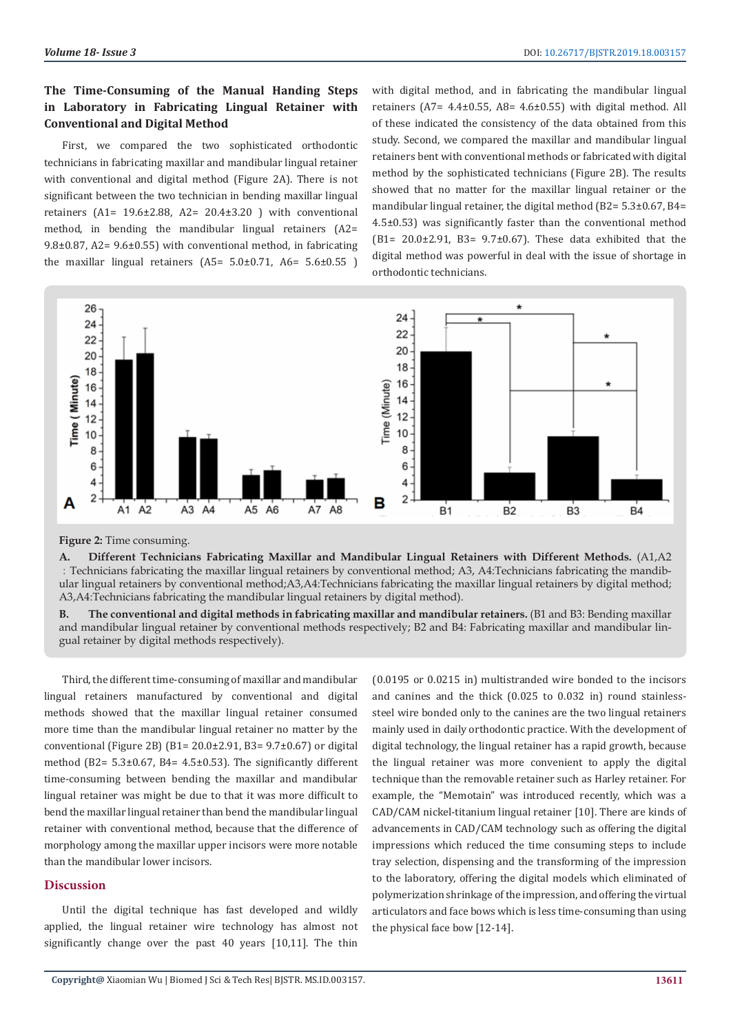### The Time-Consuming of the Manual Handing Steps in Laboratory in Fabricating Lingual Retainer with Conventional and Digital Method

First, we compared the two sophisticated orthodontic technicians in fabricating maxillar and mandibular lingual retainer with conventional and digital method (Figure 2A). There is not significant between the two technician in bending maxillar lingual retainers (A1= 19.6±2.88, A2= 20.4±3.20 ) with conventional method, in bending the mandibular lingual retainers (A2= 9.8±0.87, A2= 9.6±0.55) with conventional method, in fabricating the maxillar lingual retainers (A5= 5.0±0.71, A6= 5.6±0.55 ) with digital method, and in fabricating the mandibular lingual retainers (A7= 4.4±0.55, A8= 4.6±0.55) with digital method. All of these indicated the consistency of the data obtained from this study. Second, we compared the maxillar and mandibular lingual retainers bent with conventional methods or fabricated with digital method by the sophisticated technicians (Figure 2B). The results showed that no matter for the maxillar lingual retainer or the mandibular lingual retainer, the digital method (B2= 5.3±0.67, B4= 4.5±0.53) was significantly faster than the conventional method (B1= 20.0±2.91, B3= 9.7±0.67). These data exhibited that the digital method was powerful in deal with the issue of shortage in orthodontic technicians.

**Figure 2:** Time consuming.

**A. Different Technicians Fabricating Maxillar and Mandibular Lingual Retainers with Different Methods.** (A1,A2：Technicians fabricating the maxillar lingual retainers by conventional method; A3, A4:Technicians fabricating the mandibular lingual retainers by conventional method;A3,A4:Technicians fabricating the maxillar lingual retainers by digital method; A3,A4:Technicians fabricating the mandibular lingual retainers by digital method).

**B. The conventional and digital methods in fabricating maxillar and mandibular retainers.** (B1 and B3: Bending maxillar and mandibular lingual retainer by conventional methods respectively; B2 and B4: Fabricating maxillar and mandibular lingual retainer by digital methods respectively).

Third, the different time-consuming of maxillar and mandibular lingual retainers manufactured by conventional and digital methods showed that the maxillar lingual retainer consumed more time than the mandibular lingual retainer no matter by the conventional (Figure 2B) (B1= 20.0±2.91, B3= 9.7±0.67) or digital method (B2= 5.3±0.67, B4= 4.5±0.53). The significantly different time-consuming between bending the maxillar and mandibular lingual retainer was might be due to that it was more difficult to bend the maxillar lingual retainer than bend the mandibular lingual retainer with conventional method, because that the difference of morphology among the maxillar upper incisors were more notable than the mandibular lower incisors.

## Discussion

Until the digital technique has fast developed and wildly applied, the lingual retainer wire technology has almost not significantly change over the past 40 years [10,11]. The thin (0.0195 or 0.0215 in) multistranded wire bonded to the incisors and canines and the thick (0.025 to 0.032 in) round stainless-steel wire bonded only to the canines are the two lingual retainers mainly used in daily orthodontic practice. With the development of digital technology, the lingual retainer has a rapid growth, because the lingual retainer was more convenient to apply the digital technique than the removable retainer such as Harley retainer. For example, the "Memotain" was introduced recently, which was a CAD/CAM nickel-titanium lingual retainer [10]. There are kinds of advancements in CAD/CAM technology such as offering the digital impressions which reduced the time consuming steps to include tray selection, dispensing and the transforming of the impression to the laboratory, offering the digital models which eliminated of polymerization shrinkage of the impression, and offering the virtual articulators and face bows which is less time-consuming than using the physical face bow [12-14].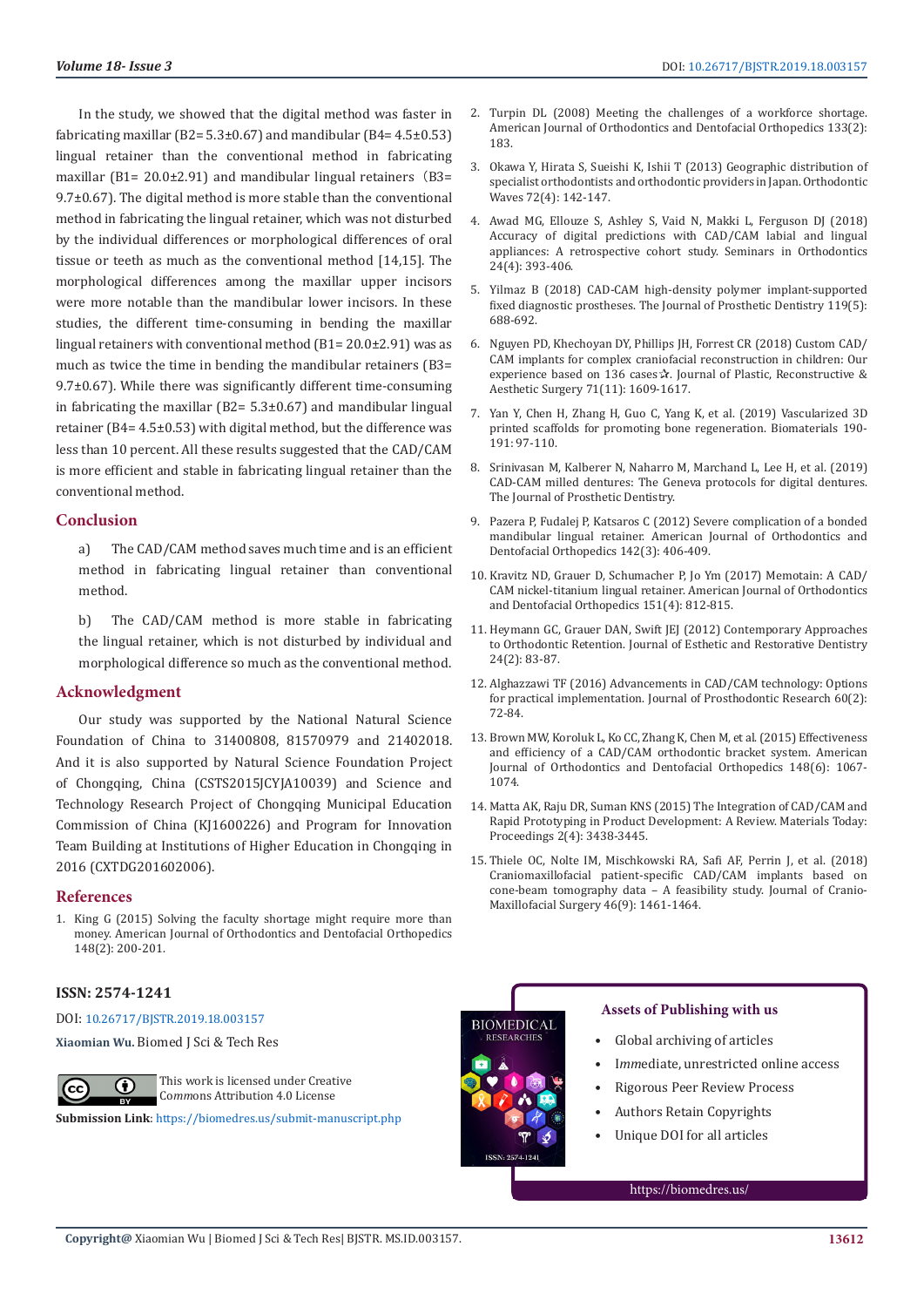In the study, we showed that the digital method was faster in fabricating maxillar (B2= 5.3±0.67) and mandibular (B4= 4.5±0.53) lingual retainer than the conventional method in fabricating maxillar (B1= 20.0±2.91) and mandibular lingual retainers（B3= 9.7±0.67). The digital method is more stable than the conventional method in fabricating the lingual retainer, which was not disturbed by the individual differences or morphological differences of oral tissue or teeth as much as the conventional method [14,15]. The morphological differences among the maxillar upper incisors were more notable than the mandibular lower incisors. In these studies, the different time-consuming in bending the maxillar lingual retainers with conventional method (B1= 20.0±2.91) was as much as twice the time in bending the mandibular retainers (B3= 9.7±0.67). While there was significantly different time-consuming in fabricating the maxillar (B2= 5.3±0.67) and mandibular lingual retainer (B4= 4.5±0.53) with digital method, but the difference was less than 10 percent. All these results suggested that the CAD/CAM is more efficient and stable in fabricating lingual retainer than the conventional method.

## Conclusion

a) The CAD/CAM method saves much time and is an efficient method in fabricating lingual retainer than conventional method.

b) The CAD/CAM method is more stable in fabricating the lingual retainer, which is not disturbed by individual and morphological difference so much as the conventional method.

## Acknowledgment

Our study was supported by the National Natural Science Foundation of China to 31400808, 81570979 and 21402018. And it is also supported by Natural Science Foundation Project of Chongqing, China (CSTS2015JCYJA10039) and Science and Technology Research Project of Chongqing Municipal Education Commission of China (KJ1600226) and Program for Innovation Team Building at Institutions of Higher Education in Chongqing in 2016 (CXTDG201602006).

## References

1. King G (2015) Solving the faculty shortage might require more than money. American Journal of Orthodontics and Dentofacial Orthopedics 148(2): 200-201.
2. Turpin DL (2008) Meeting the challenges of a workforce shortage. American Journal of Orthodontics and Dentofacial Orthopedics 133(2): 183.
3. Okawa Y, Hirata S, Sueishi K, Ishii T (2013) Geographic distribution of specialist orthodontists and orthodontic providers in Japan. Orthodontic Waves 72(4): 142-147.
4. Awad MG, Ellouze S, Ashley S, Vaid N, Makki L, Ferguson DJ (2018) Accuracy of digital predictions with CAD/CAM labial and lingual appliances: A retrospective cohort study. Seminars in Orthodontics 24(4): 393-406.
5. Yilmaz B (2018) CAD-CAM high-density polymer implant-supported fixed diagnostic prostheses. The Journal of Prosthetic Dentistry 119(5): 688-692.
6. Nguyen PD, Khechoyan DY, Phillips JH, Forrest CR (2018) Custom CAD/CAM implants for complex craniofacial reconstruction in children: Our experience based on 136 cases✰. Journal of Plastic, Reconstructive & Aesthetic Surgery 71(11): 1609-1617.
7. Yan Y, Chen H, Zhang H, Guo C, Yang K, et al. (2019) Vascularized 3D printed scaffolds for promoting bone regeneration. Biomaterials 190-191: 97-110.
8. Srinivasan M, Kalberer N, Naharro M, Marchand L, Lee H, et al. (2019) CAD-CAM milled dentures: The Geneva protocols for digital dentures. The Journal of Prosthetic Dentistry.
9. Pazera P, Fudalej P, Katsaros C (2012) Severe complication of a bonded mandibular lingual retainer. American Journal of Orthodontics and Dentofacial Orthopedics 142(3): 406-409.
10. Kravitz ND, Grauer D, Schumacher P, Jo Ym (2017) Memotain: A CAD/CAM nickel-titanium lingual retainer. American Journal of Orthodontics and Dentofacial Orthopedics 151(4): 812-815.
11. Heymann GC, Grauer DAN, Swift JEJ (2012) Contemporary Approaches to Orthodontic Retention. Journal of Esthetic and Restorative Dentistry 24(2): 83-87.
12. Alghazzawi TF (2016) Advancements in CAD/CAM technology: Options for practical implementation. Journal of Prosthodontic Research 60(2): 72-84.
13. Brown MW, Koroluk L, Ko CC, Zhang K, Chen M, et al. (2015) Effectiveness and efficiency of a CAD/CAM orthodontic bracket system. American Journal of Orthodontics and Dentofacial Orthopedics 148(6): 1067-1074.
14. Matta AK, Raju DR, Suman KNS (2015) The Integration of CAD/CAM and Rapid Prototyping in Product Development: A Review. Materials Today: Proceedings 2(4): 3438-3445.
15. Thiele OC, Nolte IM, Mischkowski RA, Safi AF, Perrin J, et al. (2018) Craniomaxillofacial patient-specific CAD/CAM implants based on cone-beam tomography data – A feasibility study. Journal of Cranio-Maxillofacial Surgery 46(9): 1461-1464.

**ISSN: 2574-1241**

DOI: 10.26717/BJSTR.2019.18.003157

**Xiaomian Wu.** Biomed J Sci & Tech Res

This work is licensed under Creative Commons Attribution 4.0 License

**Submission Link**: https://biomedres.us/submit-manuscript.php

**Assets of Publishing with us**

- Global archiving of articles
- Immediate, unrestricted online access
- Rigorous Peer Review Process
- Authors Retain Copyrights
- Unique DOI for all articles

https://biomedres.us/